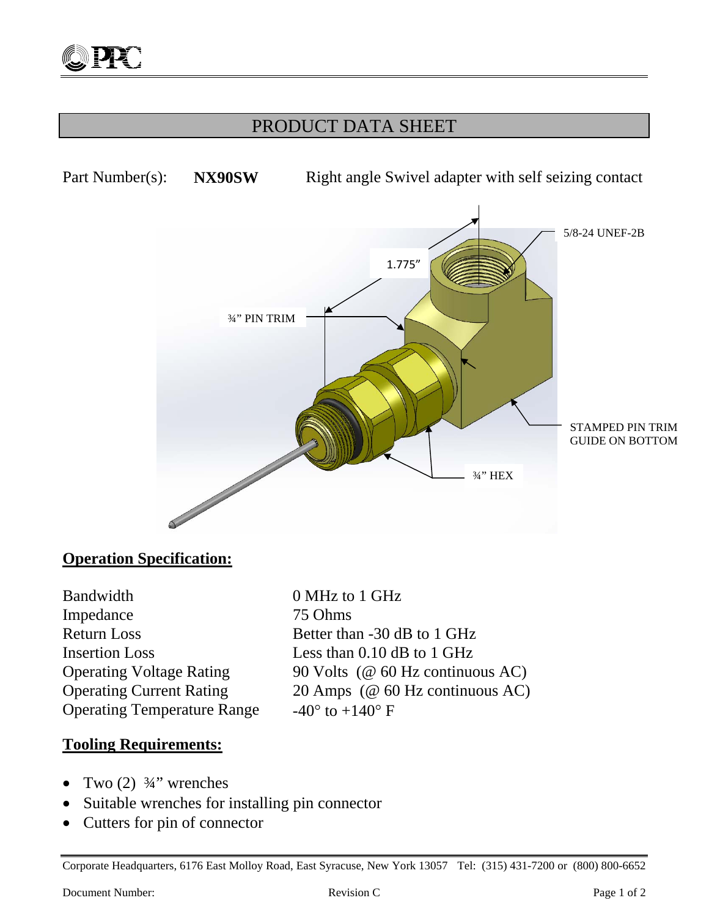# PRODUCT DATA SHEET

Part Number(s): **NX90SW** Right angle Swivel adapter with self seizing contact

5/8-24 UNEF-2B

1.775"

¾" PIN TRIM

STAMPED PIN TRIM GUIDE ON BOTTOM

¾" HEX

## Operation Specification:

| | |
|---|---|
| Bandwidth | 0 MHz to 1 GHz |
| Impedance | 75 Ohms |
| Return Loss | Better than -30 dB to 1 GHz |
| Insertion Loss | Less than 0.10 dB to 1 GHz |
| Operating Voltage Rating | 90 Volts (@ 60 Hz continuous AC) |
| Operating Current Rating | 20 Amps (@ 60 Hz continuous AC) |
| Operating Temperature Range | -40° to +140° F |

## Tooling Requirements:

- Two (2) ¾" wrenches
- Suitable wrenches for installing pin connector
- Cutters for pin of connector

Corporate Headquarters, 6176 East Molloy Road, East Syracuse, New York 13057 Tel: (315) 431-7200 or (800) 800-6652

Document Number: Revision C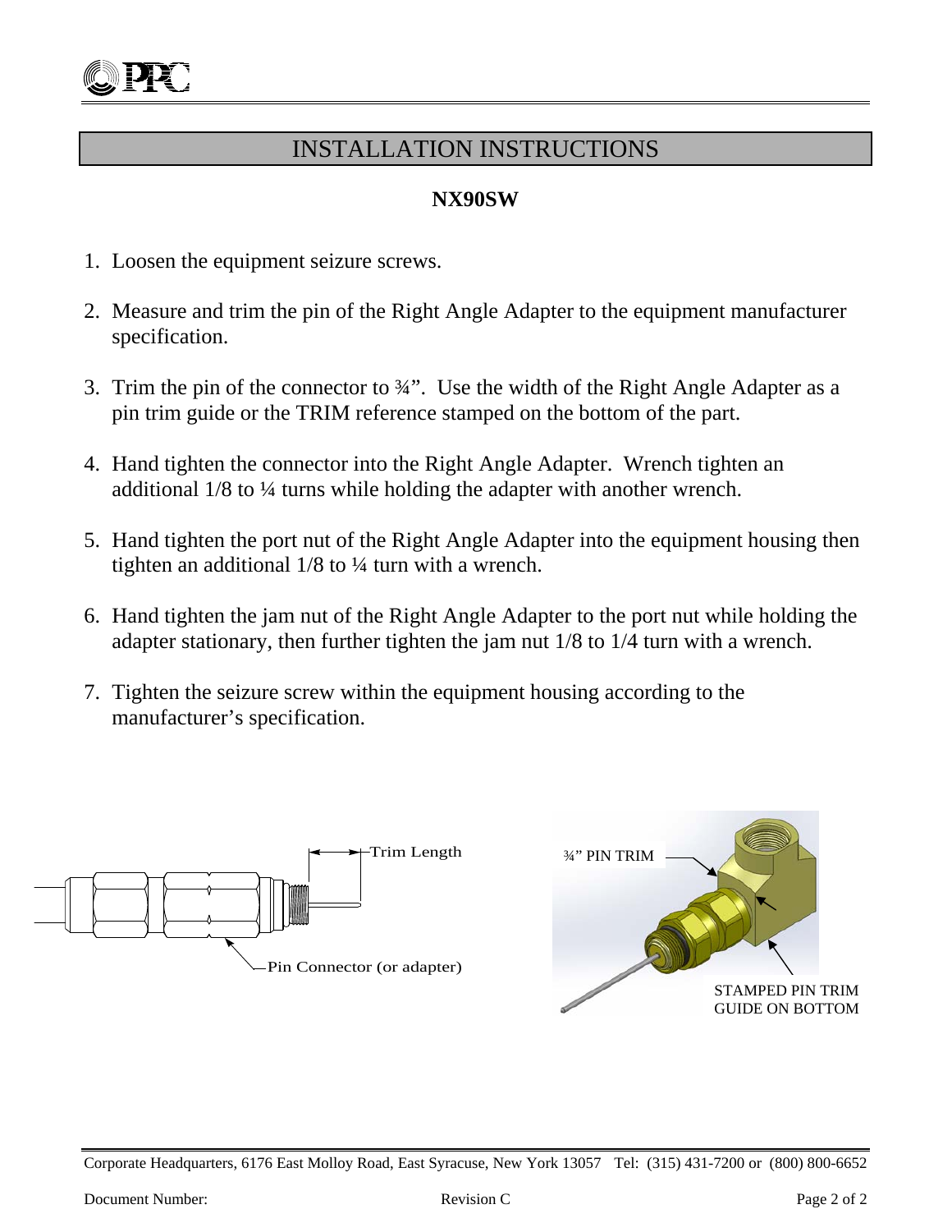# INSTALLATION INSTRUCTIONS

## NX90SW

1. Loosen the equipment seizure screws.
2. Measure and trim the pin of the Right Angle Adapter to the equipment manufacturer specification.
3. Trim the pin of the connector to ¾”. Use the width of the Right Angle Adapter as a pin trim guide or the TRIM reference stamped on the bottom of the part.
4. Hand tighten the connector into the Right Angle Adapter. Wrench tighten an additional 1/8 to ¼ turns while holding the adapter with another wrench.
5. Hand tighten the port nut of the Right Angle Adapter into the equipment housing then tighten an additional 1/8 to ¼ turn with a wrench.
6. Hand tighten the jam nut of the Right Angle Adapter to the port nut while holding the adapter stationary, then further tighten the jam nut 1/8 to 1/4 turn with a wrench.
7. Tighten the seizure screw within the equipment housing according to the manufacturer’s specification.

Trim Length

Pin Connector (or adapter)

¾” PIN TRIM

STAMPED PIN TRIM GUIDE ON BOTTOM

Corporate Headquarters, 6176 East Molloy Road, East Syracuse, New York 13057 Tel: (315) 431-7200 or (800) 800-6652

Document Number: Revision C